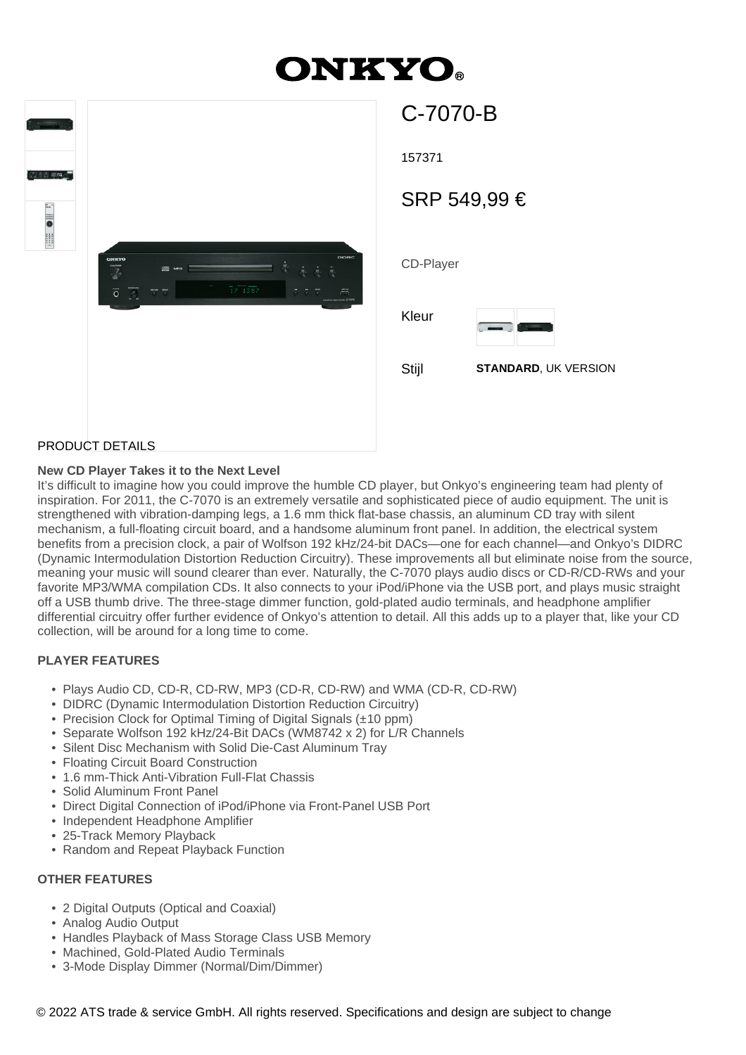# ONKYO

## C-7070-B

157371

SRP 549,99 €

CD-Player

Kleur

Stijl **STANDARD**, UK VERSION

PRODUCT DETAILS

**New CD Player Takes it to the Next Level**

It's difficult to imagine how you could improve the humble CD player, but Onkyo's engineering team had plenty of inspiration. For 2011, the C-7070 is an extremely versatile and sophisticated piece of audio equipment. The unit is strengthened with vibration-damping legs, a 1.6 mm thick flat-base chassis, an aluminum CD tray with silent mechanism, a full-floating circuit board, and a handsome aluminum front panel. In addition, the electrical system benefits from a precision clock, a pair of Wolfson 192 kHz/24-bit DACs—one for each channel—and Onkyo's DIDRC (Dynamic Intermodulation Distortion Reduction Circuitry). These improvements all but eliminate noise from the source, meaning your music will sound clearer than ever. Naturally, the C-7070 plays audio discs or CD-R/CD-RWs and your favorite MP3/WMA compilation CDs. It also connects to your iPod/iPhone via the USB port, and plays music straight off a USB thumb drive. The three-stage dimmer function, gold-plated audio terminals, and headphone amplifier differential circuitry offer further evidence of Onkyo's attention to detail. All this adds up to a player that, like your CD collection, will be around for a long time to come.

**PLAYER FEATURES**

- Plays Audio CD, CD-R, CD-RW, MP3 (CD-R, CD-RW) and WMA (CD-R, CD-RW)
- DIDRC (Dynamic Intermodulation Distortion Reduction Circuitry)
- Precision Clock for Optimal Timing of Digital Signals (±10 ppm)
- Separate Wolfson 192 kHz/24-Bit DACs (WM8742 x 2) for L/R Channels
- Silent Disc Mechanism with Solid Die-Cast Aluminum Tray
- Floating Circuit Board Construction
- 1.6 mm-Thick Anti-Vibration Full-Flat Chassis
- Solid Aluminum Front Panel
- Direct Digital Connection of iPod/iPhone via Front-Panel USB Port
- Independent Headphone Amplifier
- 25-Track Memory Playback
- Random and Repeat Playback Function

**OTHER FEATURES**

- 2 Digital Outputs (Optical and Coaxial)
- Analog Audio Output
- Handles Playback of Mass Storage Class USB Memory
- Machined, Gold-Plated Audio Terminals
- 3-Mode Display Dimmer (Normal/Dim/Dimmer)

© 2022 ATS trade & service GmbH. All rights reserved. Specifications and design are subject to change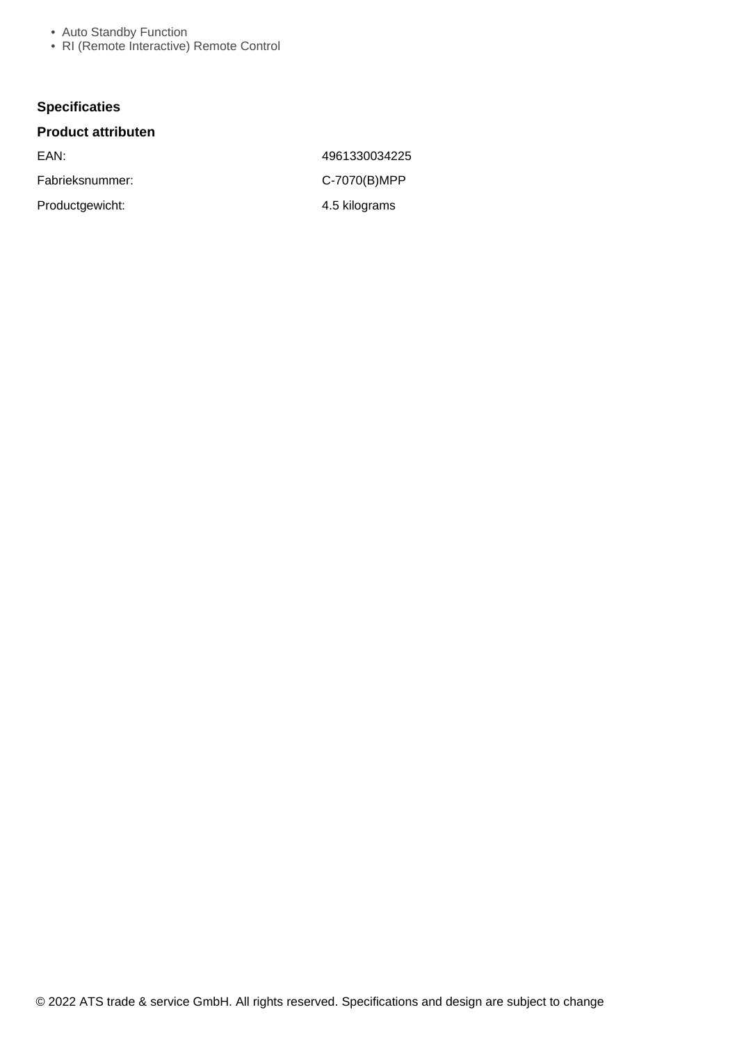- Auto Standby Function
- RI (Remote Interactive) Remote Control

## Specificaties

### Product attributen

| | |
|---|---|
| EAN: | 4961330034225 |
| Fabrieksnummer: | C-7070(B)MPP |
| Productgewicht: | 4.5 kilograms |